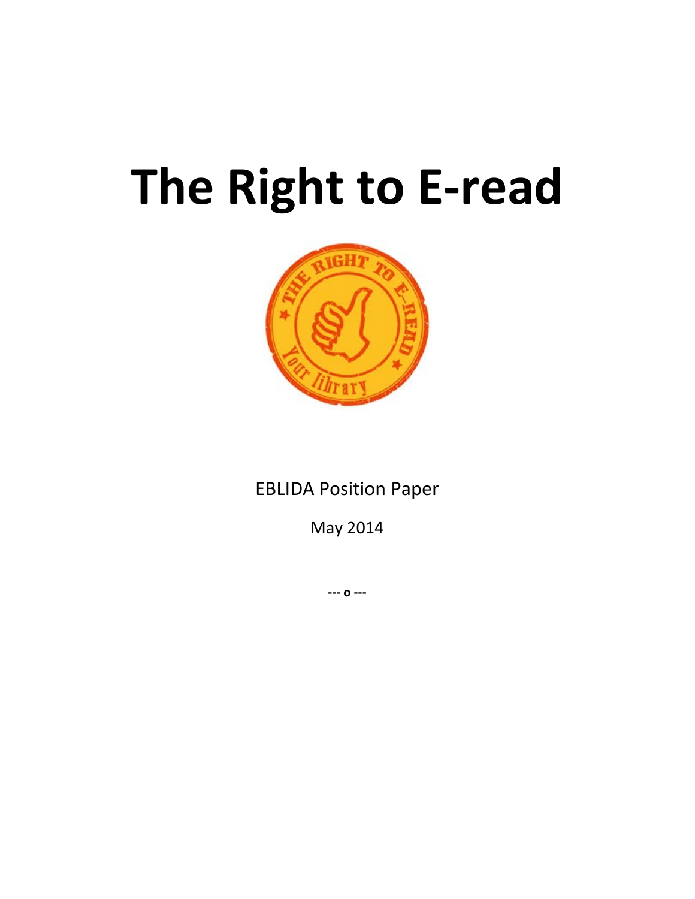# The Right to E-read

EBLIDA Position Paper

May 2014

--- o ---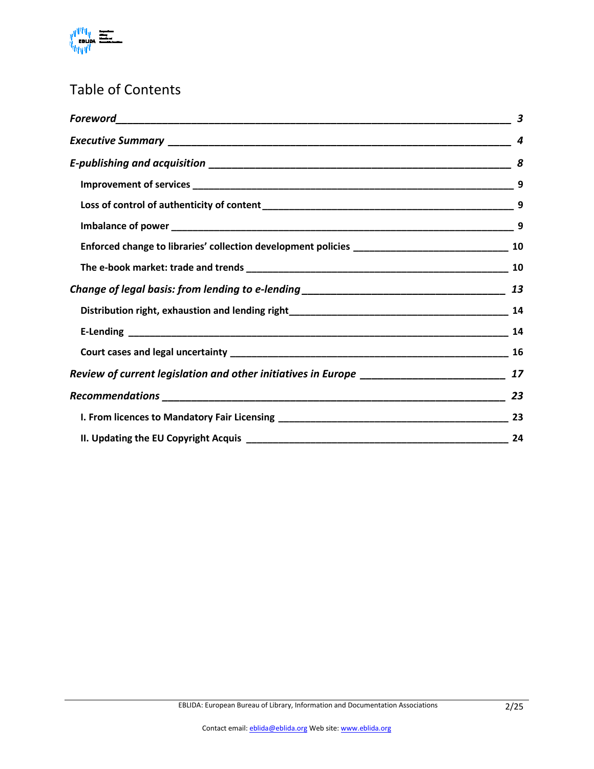# Table of Contents

| | |
|---|---|
| ***Foreword*** | ***3*** |
| ***Executive Summary*** | ***4*** |
| ***E-publishing and acquisition*** | ***8*** |
| **Improvement of services** | **9** |
| **Loss of control of authenticity of content** | **9** |
| **Imbalance of power** | **9** |
| **Enforced change to libraries' collection development policies** | **10** |
| **The e-book market: trade and trends** | **10** |
| ***Change of legal basis: from lending to e-lending*** | ***13*** |
| **Distribution right, exhaustion and lending right** | **14** |
| **E-Lending** | **14** |
| **Court cases and legal uncertainty** | **16** |
| ***Review of current legislation and other initiatives in Europe*** | ***17*** |
| ***Recommendations*** | ***23*** |
| **I. From licences to Mandatory Fair Licensing** | **23** |
| **II. Updating the EU Copyright Acquis** | **24** |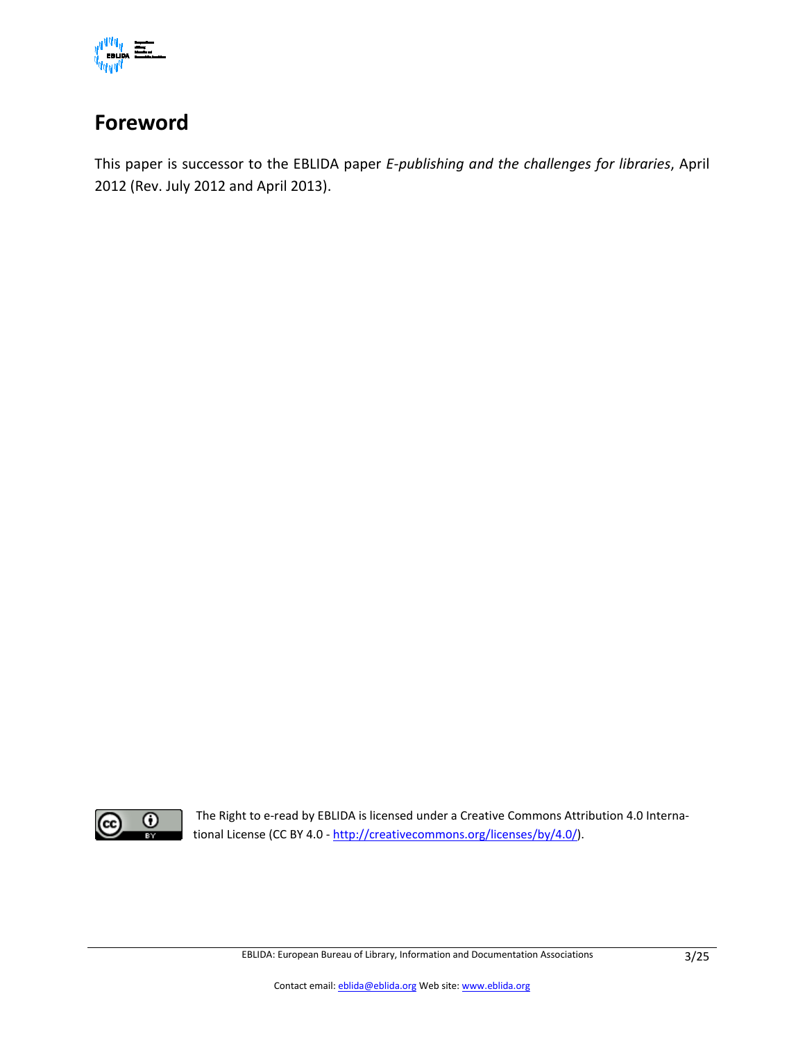# Foreword

This paper is successor to the EBLIDA paper *E-publishing and the challenges for libraries*, April 2012 (Rev. July 2012 and April 2013).

The Right to e-read by EBLIDA is licensed under a Creative Commons Attribution 4.0 International License (CC BY 4.0 - http://creativecommons.org/licenses/by/4.0/).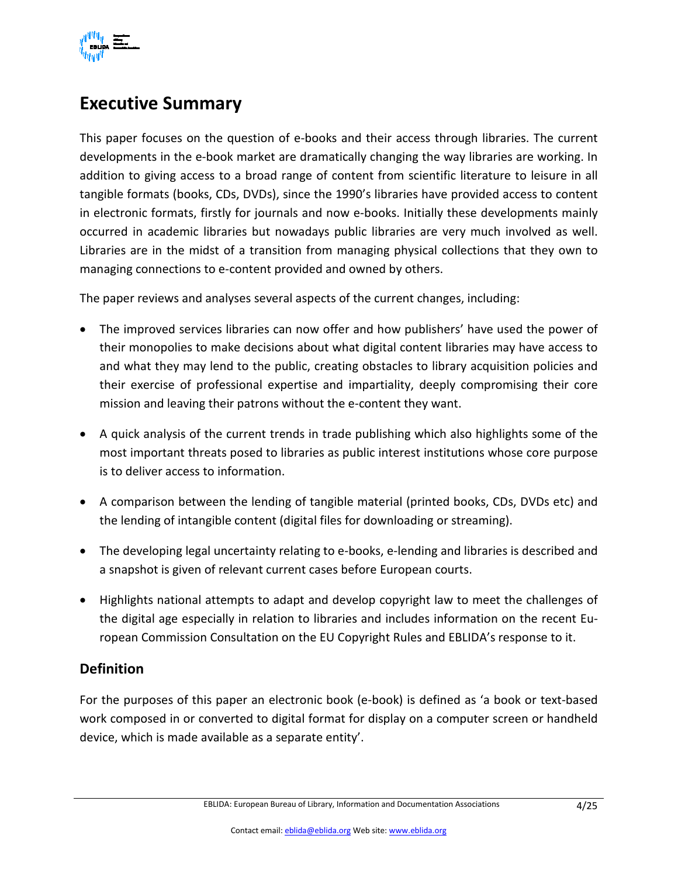## Executive Summary

This paper focuses on the question of e-books and their access through libraries. The current developments in the e-book market are dramatically changing the way libraries are working. In addition to giving access to a broad range of content from scientific literature to leisure in all tangible formats (books, CDs, DVDs), since the 1990's libraries have provided access to content in electronic formats, firstly for journals and now e-books. Initially these developments mainly occurred in academic libraries but nowadays public libraries are very much involved as well. Libraries are in the midst of a transition from managing physical collections that they own to managing connections to e-content provided and owned by others.

The paper reviews and analyses several aspects of the current changes, including:

- The improved services libraries can now offer and how publishers' have used the power of their monopolies to make decisions about what digital content libraries may have access to and what they may lend to the public, creating obstacles to library acquisition policies and their exercise of professional expertise and impartiality, deeply compromising their core mission and leaving their patrons without the e-content they want.
- A quick analysis of the current trends in trade publishing which also highlights some of the most important threats posed to libraries as public interest institutions whose core purpose is to deliver access to information.
- A comparison between the lending of tangible material (printed books, CDs, DVDs etc) and the lending of intangible content (digital files for downloading or streaming).
- The developing legal uncertainty relating to e-books, e-lending and libraries is described and a snapshot is given of relevant current cases before European courts.
- Highlights national attempts to adapt and develop copyright law to meet the challenges of the digital age especially in relation to libraries and includes information on the recent European Commission Consultation on the EU Copyright Rules and EBLIDA's response to it.

### Definition

For the purposes of this paper an electronic book (e-book) is defined as 'a book or text-based work composed in or converted to digital format for display on a computer screen or handheld device, which is made available as a separate entity'.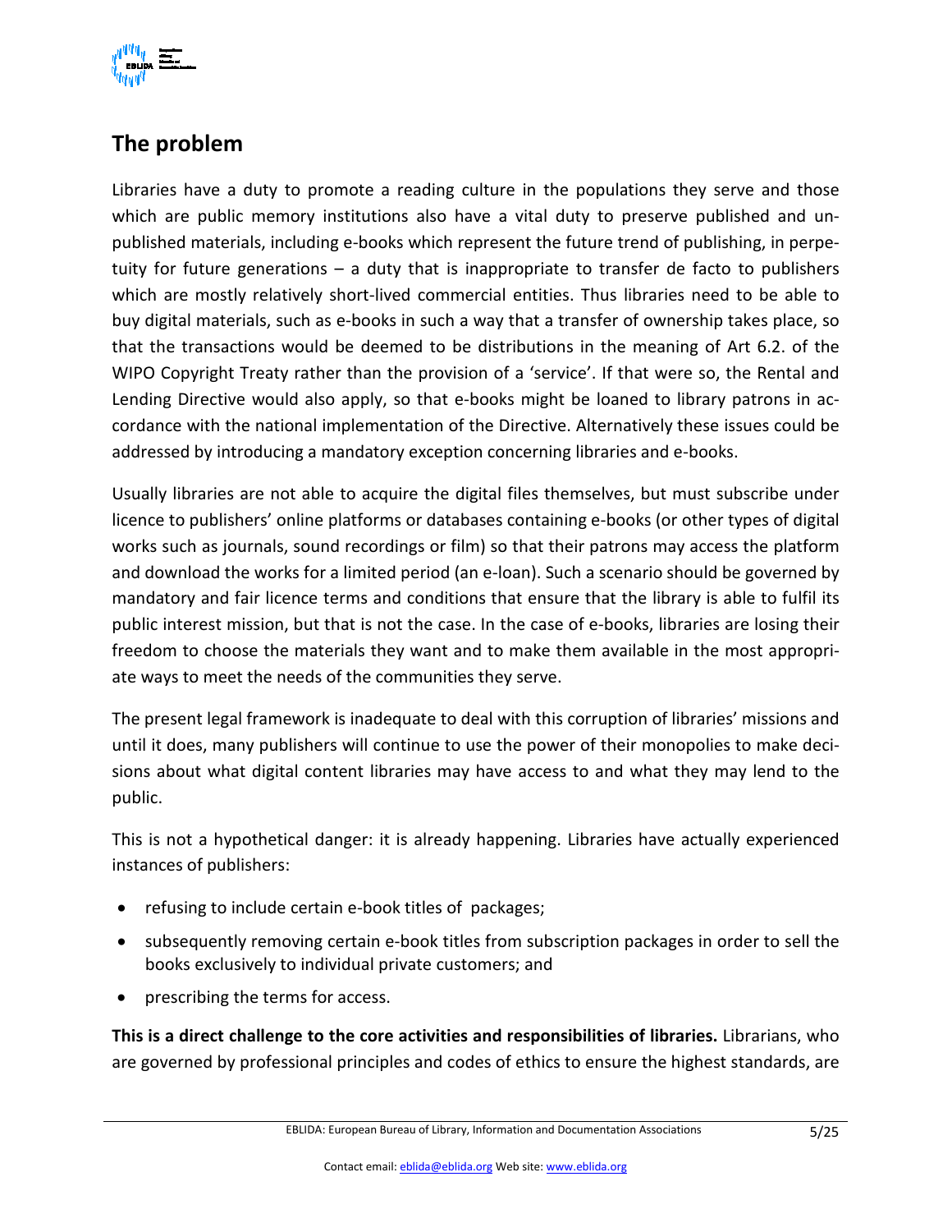## The problem

Libraries have a duty to promote a reading culture in the populations they serve and those which are public memory institutions also have a vital duty to preserve published and unpublished materials, including e-books which represent the future trend of publishing, in perpetuity for future generations – a duty that is inappropriate to transfer de facto to publishers which are mostly relatively short-lived commercial entities. Thus libraries need to be able to buy digital materials, such as e-books in such a way that a transfer of ownership takes place, so that the transactions would be deemed to be distributions in the meaning of Art 6.2. of the WIPO Copyright Treaty rather than the provision of a 'service'. If that were so, the Rental and Lending Directive would also apply, so that e-books might be loaned to library patrons in accordance with the national implementation of the Directive. Alternatively these issues could be addressed by introducing a mandatory exception concerning libraries and e-books.

Usually libraries are not able to acquire the digital files themselves, but must subscribe under licence to publishers' online platforms or databases containing e-books (or other types of digital works such as journals, sound recordings or film) so that their patrons may access the platform and download the works for a limited period (an e-loan). Such a scenario should be governed by mandatory and fair licence terms and conditions that ensure that the library is able to fulfil its public interest mission, but that is not the case. In the case of e-books, libraries are losing their freedom to choose the materials they want and to make them available in the most appropriate ways to meet the needs of the communities they serve.

The present legal framework is inadequate to deal with this corruption of libraries' missions and until it does, many publishers will continue to use the power of their monopolies to make decisions about what digital content libraries may have access to and what they may lend to the public.

This is not a hypothetical danger: it is already happening. Libraries have actually experienced instances of publishers:

- refusing to include certain e-book titles of packages;
- subsequently removing certain e-book titles from subscription packages in order to sell the books exclusively to individual private customers; and
- prescribing the terms for access.

**This is a direct challenge to the core activities and responsibilities of libraries.** Librarians, who are governed by professional principles and codes of ethics to ensure the highest standards, are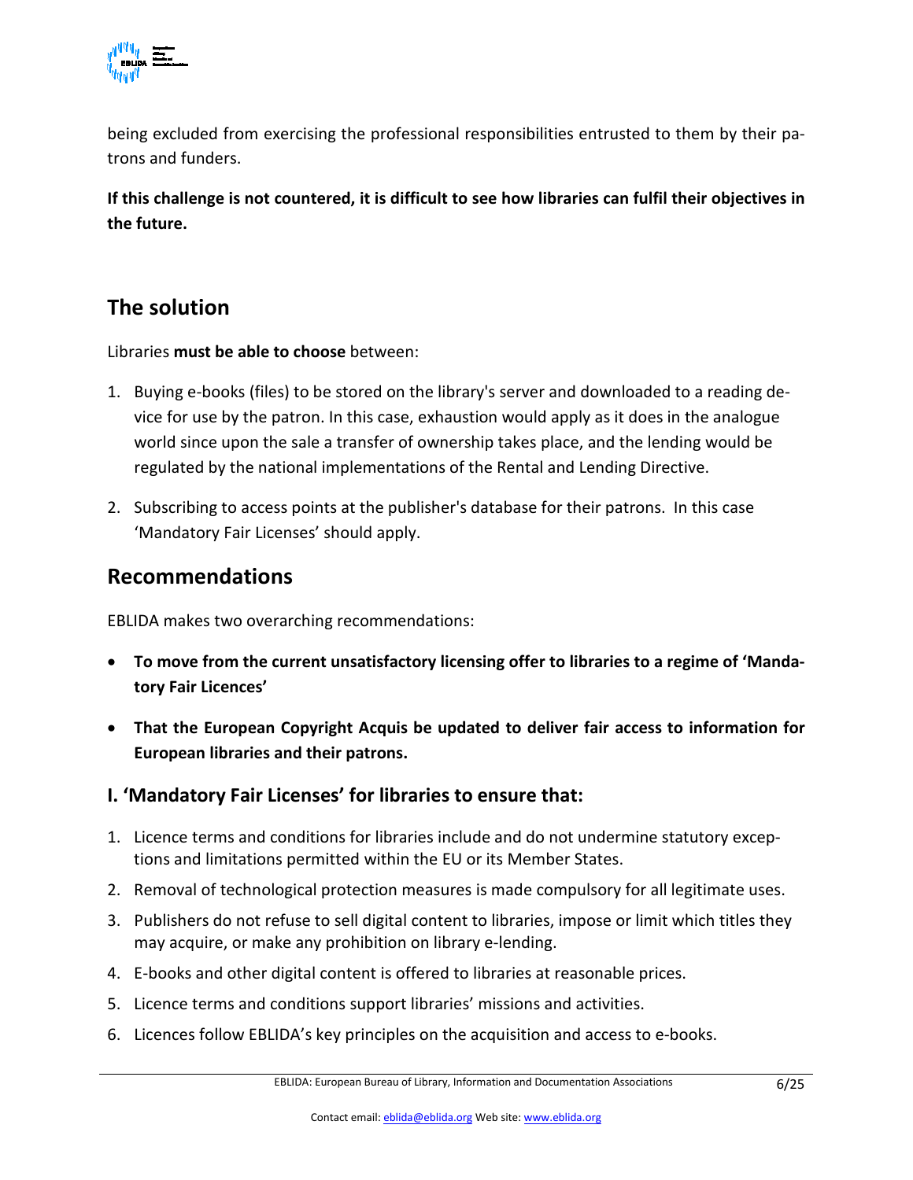being excluded from exercising the professional responsibilities entrusted to them by their patrons and funders.

**If this challenge is not countered, it is difficult to see how libraries can fulfil their objectives in the future.**

## The solution

Libraries **must be able to choose** between:

1. Buying e-books (files) to be stored on the library's server and downloaded to a reading device for use by the patron. In this case, exhaustion would apply as it does in the analogue world since upon the sale a transfer of ownership takes place, and the lending would be regulated by the national implementations of the Rental and Lending Directive.

2. Subscribing to access points at the publisher's database for their patrons. In this case 'Mandatory Fair Licenses' should apply.

## Recommendations

EBLIDA makes two overarching recommendations:

- **To move from the current unsatisfactory licensing offer to libraries to a regime of 'Mandatory Fair Licences'**

- **That the European Copyright Acquis be updated to deliver fair access to information for European libraries and their patrons.**

### I. 'Mandatory Fair Licenses' for libraries to ensure that:

1. Licence terms and conditions for libraries include and do not undermine statutory exceptions and limitations permitted within the EU or its Member States.
2. Removal of technological protection measures is made compulsory for all legitimate uses.
3. Publishers do not refuse to sell digital content to libraries, impose or limit which titles they may acquire, or make any prohibition on library e-lending.
4. E-books and other digital content is offered to libraries at reasonable prices.
5. Licence terms and conditions support libraries' missions and activities.
6. Licences follow EBLIDA's key principles on the acquisition and access to e-books.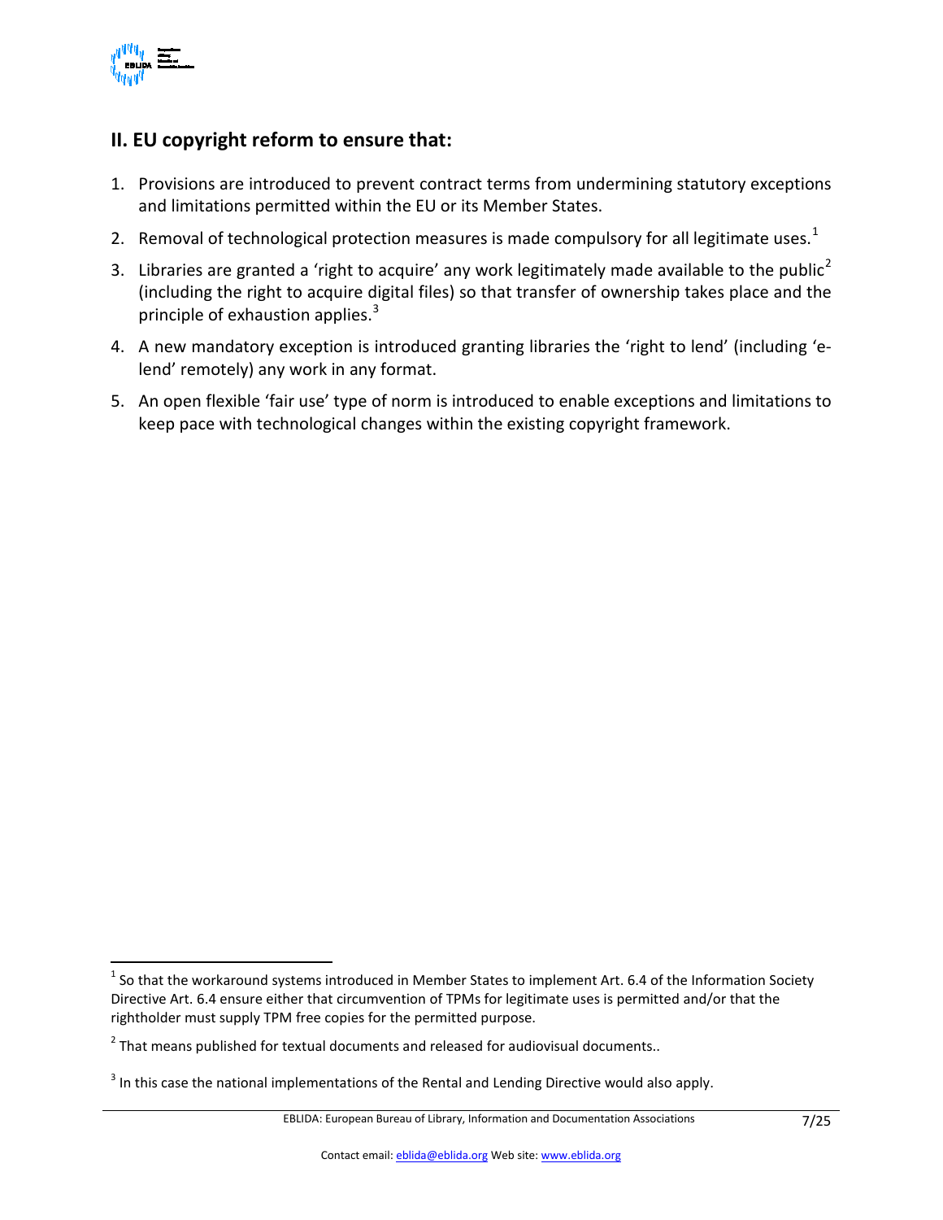## II. EU copyright reform to ensure that:

1. Provisions are introduced to prevent contract terms from undermining statutory exceptions and limitations permitted within the EU or its Member States.
2. Removal of technological protection measures is made compulsory for all legitimate uses.[1]
3. Libraries are granted a 'right to acquire' any work legitimately made available to the public[2] (including the right to acquire digital files) so that transfer of ownership takes place and the principle of exhaustion applies.[3]
4. A new mandatory exception is introduced granting libraries the 'right to lend' (including 'e-lend' remotely) any work in any format.
5. An open flexible 'fair use' type of norm is introduced to enable exceptions and limitations to keep pace with technological changes within the existing copyright framework.

---

[1] So that the workaround systems introduced in Member States to implement Art. 6.4 of the Information Society Directive Art. 6.4 ensure either that circumvention of TPMs for legitimate uses is permitted and/or that the rightholder must supply TPM free copies for the permitted purpose.

[2] That means published for textual documents and released for audiovisual documents..

[3] In this case the national implementations of the Rental and Lending Directive would also apply.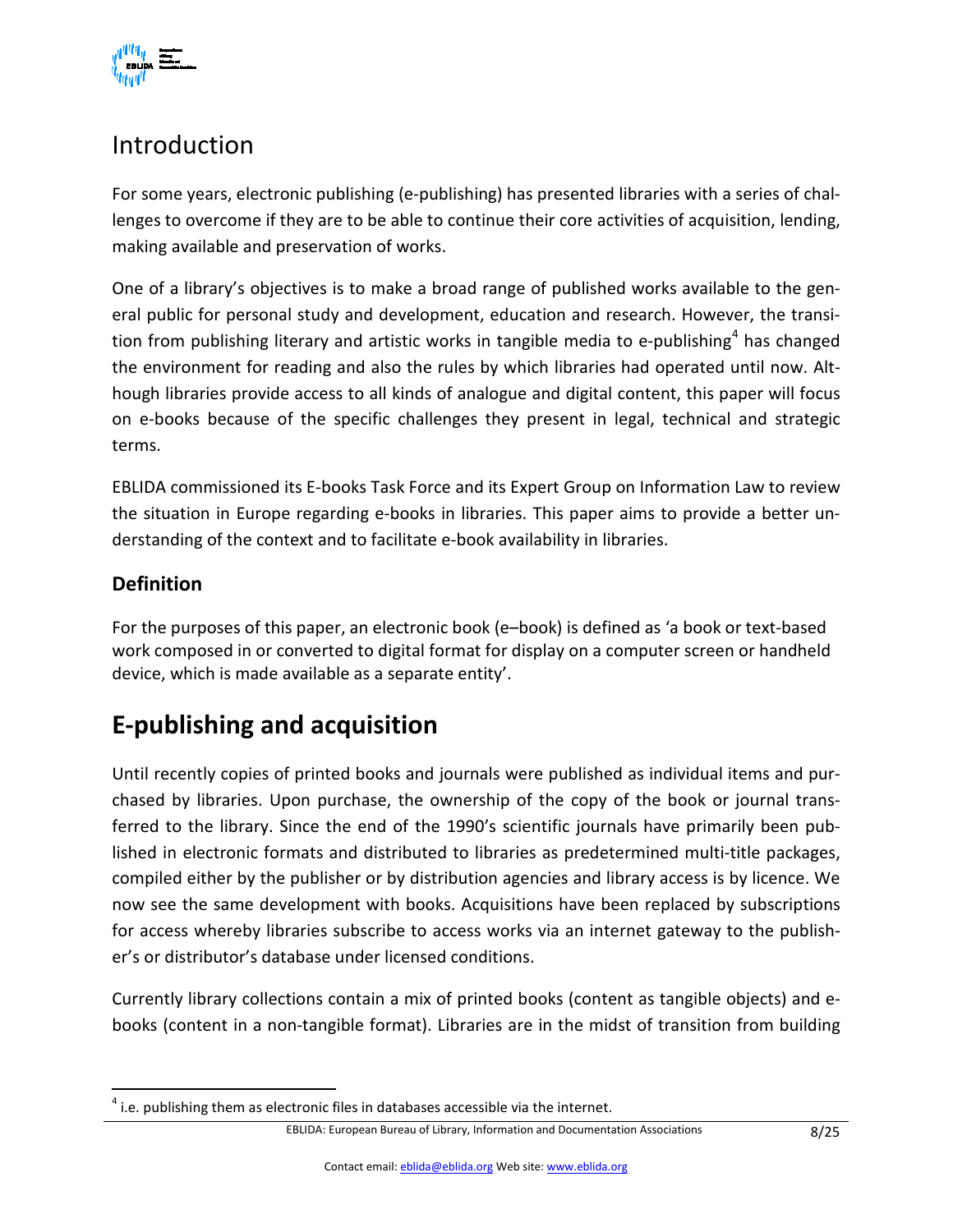## Introduction

For some years, electronic publishing (e-publishing) has presented libraries with a series of challenges to overcome if they are to be able to continue their core activities of acquisition, lending, making available and preservation of works.

One of a library's objectives is to make a broad range of published works available to the general public for personal study and development, education and research. However, the transition from publishing literary and artistic works in tangible media to e-publishing[4] has changed the environment for reading and also the rules by which libraries had operated until now. Although libraries provide access to all kinds of analogue and digital content, this paper will focus on e-books because of the specific challenges they present in legal, technical and strategic terms.

EBLIDA commissioned its E-books Task Force and its Expert Group on Information Law to review the situation in Europe regarding e-books in libraries. This paper aims to provide a better understanding of the context and to facilitate e-book availability in libraries.

### Definition

For the purposes of this paper, an electronic book (e–book) is defined as 'a book or text-based work composed in or converted to digital format for display on a computer screen or handheld device, which is made available as a separate entity'.

# E-publishing and acquisition

Until recently copies of printed books and journals were published as individual items and purchased by libraries. Upon purchase, the ownership of the copy of the book or journal transferred to the library. Since the end of the 1990's scientific journals have primarily been published in electronic formats and distributed to libraries as predetermined multi-title packages, compiled either by the publisher or by distribution agencies and library access is by licence. We now see the same development with books. Acquisitions have been replaced by subscriptions for access whereby libraries subscribe to access works via an internet gateway to the publisher's or distributor's database under licensed conditions.

Currently library collections contain a mix of printed books (content as tangible objects) and e-books (content in a non-tangible format). Libraries are in the midst of transition from building

[4] i.e. publishing them as electronic files in databases accessible via the internet.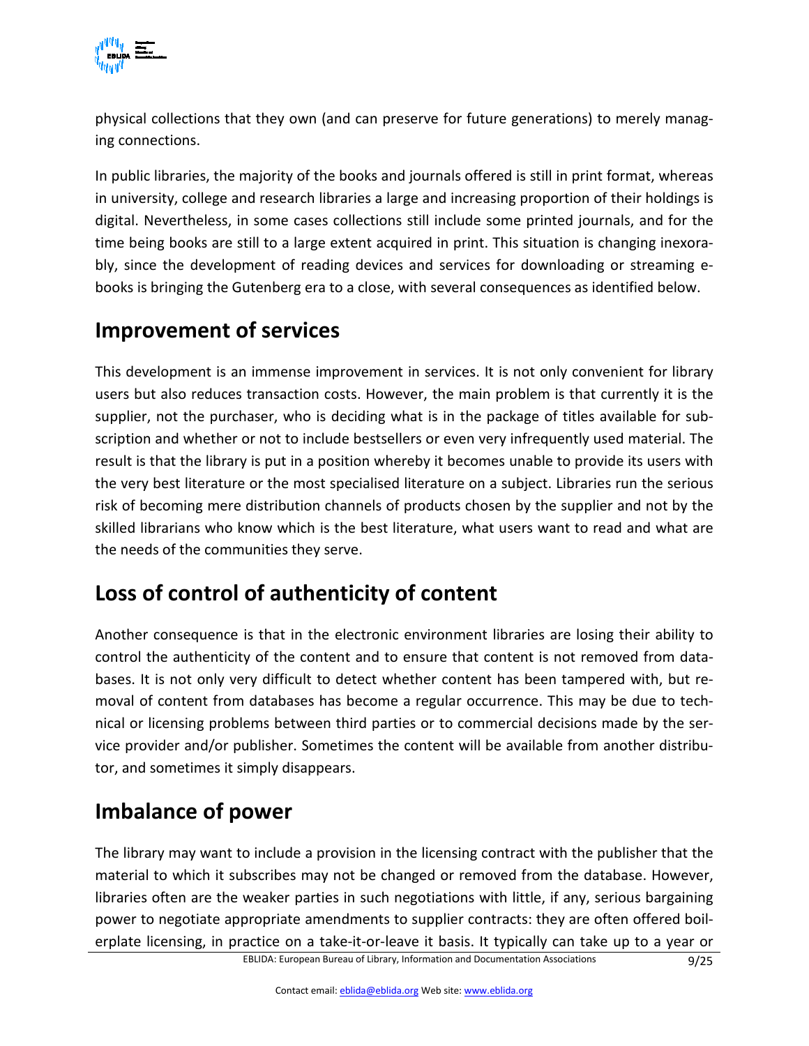physical collections that they own (and can preserve for future generations) to merely managing connections.

In public libraries, the majority of the books and journals offered is still in print format, whereas in university, college and research libraries a large and increasing proportion of their holdings is digital. Nevertheless, in some cases collections still include some printed journals, and for the time being books are still to a large extent acquired in print. This situation is changing inexorably, since the development of reading devices and services for downloading or streaming e-books is bringing the Gutenberg era to a close, with several consequences as identified below.

## Improvement of services

This development is an immense improvement in services. It is not only convenient for library users but also reduces transaction costs. However, the main problem is that currently it is the supplier, not the purchaser, who is deciding what is in the package of titles available for subscription and whether or not to include bestsellers or even very infrequently used material. The result is that the library is put in a position whereby it becomes unable to provide its users with the very best literature or the most specialised literature on a subject. Libraries run the serious risk of becoming mere distribution channels of products chosen by the supplier and not by the skilled librarians who know which is the best literature, what users want to read and what are the needs of the communities they serve.

## Loss of control of authenticity of content

Another consequence is that in the electronic environment libraries are losing their ability to control the authenticity of the content and to ensure that content is not removed from databases. It is not only very difficult to detect whether content has been tampered with, but removal of content from databases has become a regular occurrence. This may be due to technical or licensing problems between third parties or to commercial decisions made by the service provider and/or publisher. Sometimes the content will be available from another distributor, and sometimes it simply disappears.

## Imbalance of power

The library may want to include a provision in the licensing contract with the publisher that the material to which it subscribes may not be changed or removed from the database. However, libraries often are the weaker parties in such negotiations with little, if any, serious bargaining power to negotiate appropriate amendments to supplier contracts: they are often offered boilerplate licensing, in practice on a take-it-or-leave it basis. It typically can take up to a year or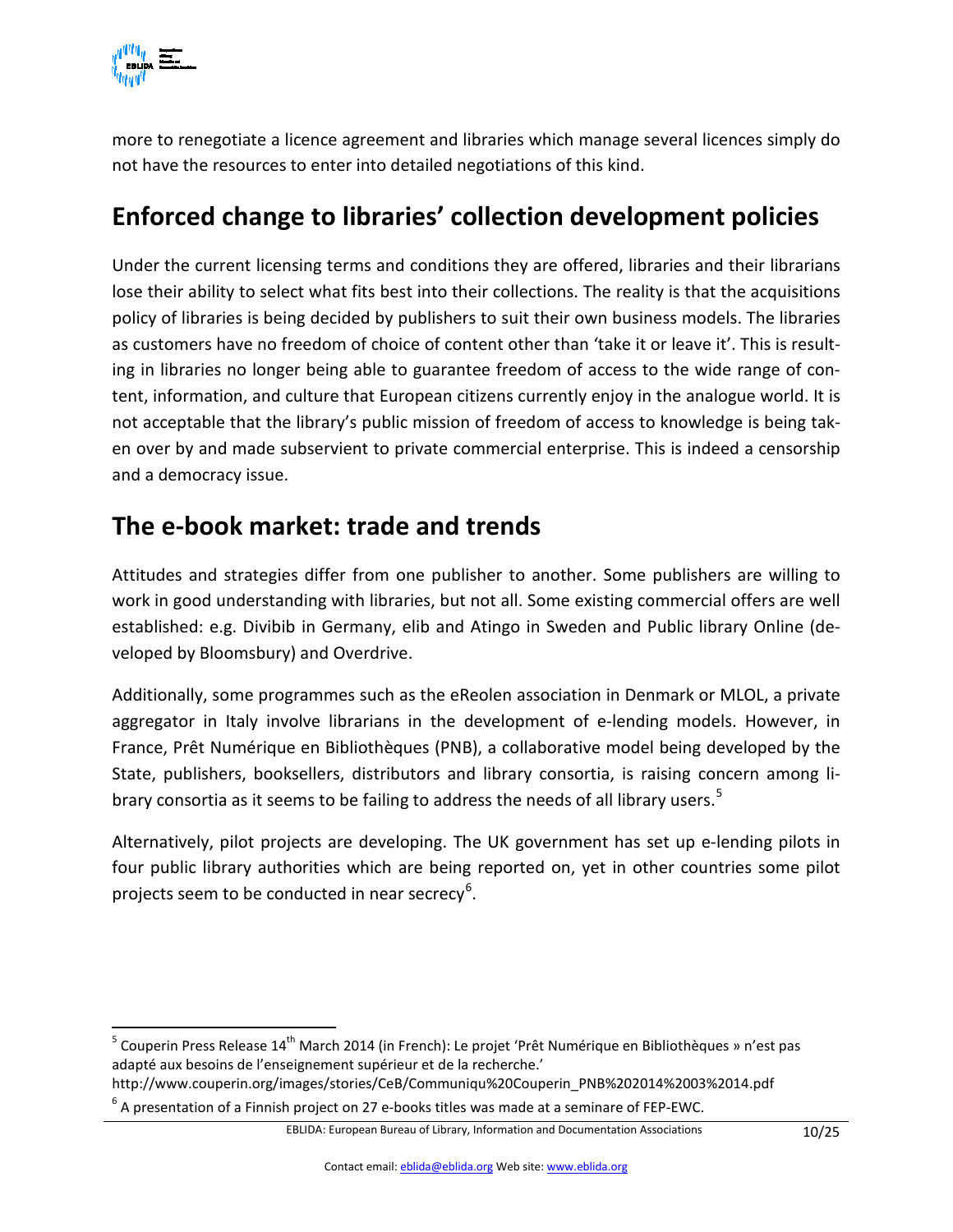more to renegotiate a licence agreement and libraries which manage several licences simply do not have the resources to enter into detailed negotiations of this kind.

## Enforced change to libraries' collection development policies

Under the current licensing terms and conditions they are offered, libraries and their librarians lose their ability to select what fits best into their collections. The reality is that the acquisitions policy of libraries is being decided by publishers to suit their own business models. The libraries as customers have no freedom of choice of content other than 'take it or leave it'. This is resulting in libraries no longer being able to guarantee freedom of access to the wide range of content, information, and culture that European citizens currently enjoy in the analogue world. It is not acceptable that the library's public mission of freedom of access to knowledge is being taken over by and made subservient to private commercial enterprise. This is indeed a censorship and a democracy issue.

## The e-book market: trade and trends

Attitudes and strategies differ from one publisher to another. Some publishers are willing to work in good understanding with libraries, but not all. Some existing commercial offers are well established: e.g. Divibib in Germany, elib and Atingo in Sweden and Public library Online (developed by Bloomsbury) and Overdrive.

Additionally, some programmes such as the eReolen association in Denmark or MLOL, a private aggregator in Italy involve librarians in the development of e-lending models. However, in France, Prêt Numérique en Bibliothèques (PNB), a collaborative model being developed by the State, publishers, booksellers, distributors and library consortia, is raising concern among library consortia as it seems to be failing to address the needs of all library users.[5]

Alternatively, pilot projects are developing. The UK government has set up e-lending pilots in four public library authorities which are being reported on, yet in other countries some pilot projects seem to be conducted in near secrecy[6].

---

[5] Couperin Press Release 14th March 2014 (in French): Le projet 'Prêt Numérique en Bibliothèques » n'est pas adapté aux besoins de l'enseignement supérieur et de la recherche.' http://www.couperin.org/images/stories/CeB/Communiqu%20Couperin_PNB%202014%2003%2014.pdf

[6] A presentation of a Finnish project on 27 e-books titles was made at a seminare of FEP-EWC.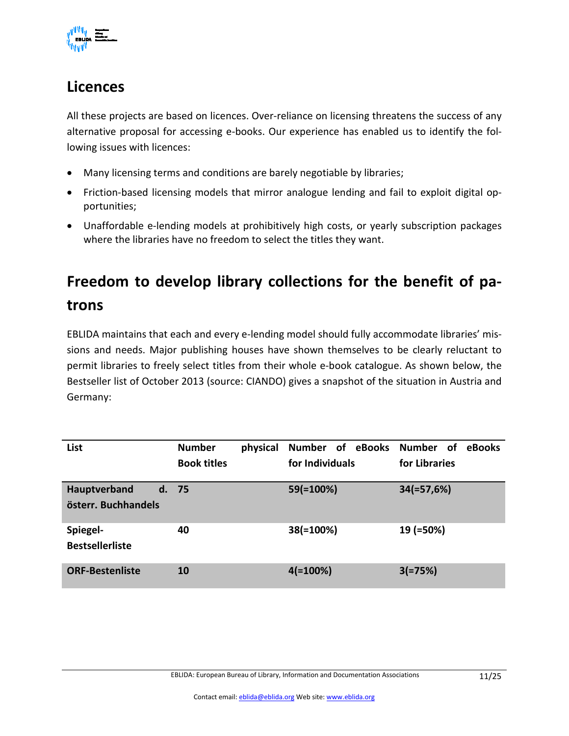## Licences

All these projects are based on licences. Over-reliance on licensing threatens the success of any alternative proposal for accessing e-books. Our experience has enabled us to identify the following issues with licences:

- Many licensing terms and conditions are barely negotiable by libraries;
- Friction-based licensing models that mirror analogue lending and fail to exploit digital opportunities;
- Unaffordable e-lending models at prohibitively high costs, or yearly subscription packages where the libraries have no freedom to select the titles they want.

## Freedom to develop library collections for the benefit of patrons

EBLIDA maintains that each and every e-lending model should fully accommodate libraries' missions and needs. Major publishing houses have shown themselves to be clearly reluctant to permit libraries to freely select titles from their whole e-book catalogue. As shown below, the Bestseller list of October 2013 (source: CIANDO) gives a snapshot of the situation in Austria and Germany:

| List | Number physical Book titles | Number of eBooks for Individuals | Number of eBooks for Libraries |
|---|---|---|---|
| **Hauptverband d. österr. Buchhandels** | **75** | **59(=100%)** | **34(=57,6%)** |
| **Spiegel-Bestsellerliste** | **40** | **38(=100%)** | **19 (=50%)** |
| **ORF-Bestenliste** | **10** | **4(=100%)** | **3(=75%)** |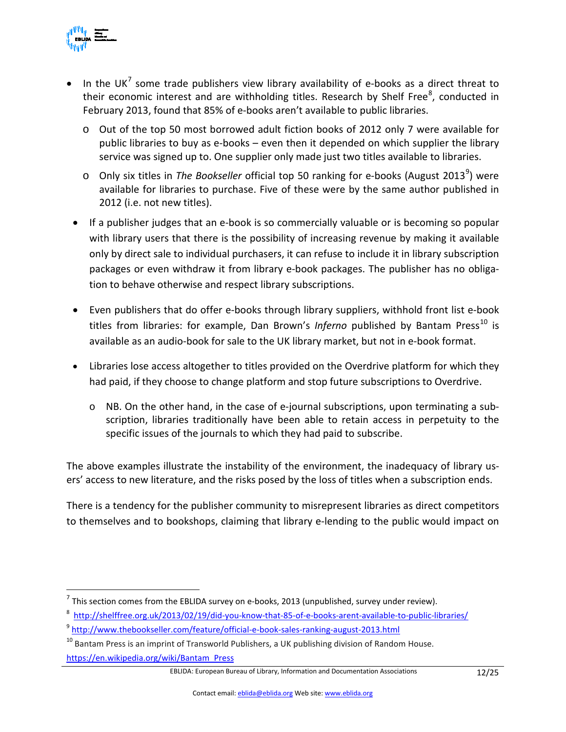- In the UK[7] some trade publishers view library availability of e-books as a direct threat to their economic interest and are withholding titles. Research by Shelf Free[8], conducted in February 2013, found that 85% of e-books aren't available to public libraries.
    - Out of the top 50 most borrowed adult fiction books of 2012 only 7 were available for public libraries to buy as e-books – even then it depended on which supplier the library service was signed up to. One supplier only made just two titles available to libraries.
    - Only six titles in *The Bookseller* official top 50 ranking for e-books (August 2013[9]) were available for libraries to purchase. Five of these were by the same author published in 2012 (i.e. not new titles).
- If a publisher judges that an e-book is so commercially valuable or is becoming so popular with library users that there is the possibility of increasing revenue by making it available only by direct sale to individual purchasers, it can refuse to include it in library subscription packages or even withdraw it from library e-book packages. The publisher has no obligation to behave otherwise and respect library subscriptions.
- Even publishers that do offer e-books through library suppliers, withhold front list e-book titles from libraries: for example, Dan Brown's *Inferno* published by Bantam Press[10] is available as an audio-book for sale to the UK library market, but not in e-book format.
- Libraries lose access altogether to titles provided on the Overdrive platform for which they had paid, if they choose to change platform and stop future subscriptions to Overdrive.
    - NB. On the other hand, in the case of e-journal subscriptions, upon terminating a subscription, libraries traditionally have been able to retain access in perpetuity to the specific issues of the journals to which they had paid to subscribe.

The above examples illustrate the instability of the environment, the inadequacy of library users' access to new literature, and the risks posed by the loss of titles when a subscription ends.

There is a tendency for the publisher community to misrepresent libraries as direct competitors to themselves and to bookshops, claiming that library e-lending to the public would impact on

---

[7] This section comes from the EBLIDA survey on e-books, 2013 (unpublished, survey under review).

[8] http://shelffree.org.uk/2013/02/19/did-you-know-that-85-of-e-books-arent-available-to-public-libraries/

[9] http://www.thebookseller.com/feature/official-e-book-sales-ranking-august-2013.html

[10] Bantam Press is an imprint of Transworld Publishers, a UK publishing division of Random House. https://en.wikipedia.org/wiki/Bantam_Press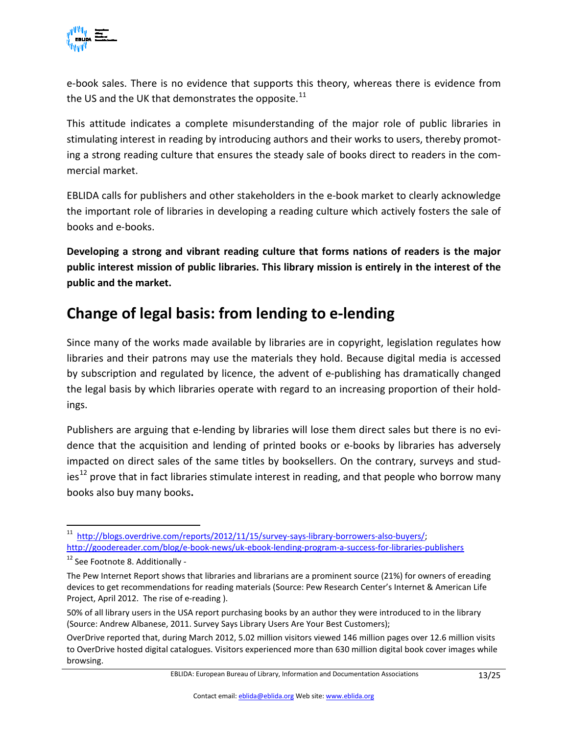e-book sales. There is no evidence that supports this theory, whereas there is evidence from the US and the UK that demonstrates the opposite.[11]

This attitude indicates a complete misunderstanding of the major role of public libraries in stimulating interest in reading by introducing authors and their works to users, thereby promoting a strong reading culture that ensures the steady sale of books direct to readers in the commercial market.

EBLIDA calls for publishers and other stakeholders in the e-book market to clearly acknowledge the important role of libraries in developing a reading culture which actively fosters the sale of books and e-books.

**Developing a strong and vibrant reading culture that forms nations of readers is the major public interest mission of public libraries. This library mission is entirely in the interest of the public and the market.**

## Change of legal basis: from lending to e-lending

Since many of the works made available by libraries are in copyright, legislation regulates how libraries and their patrons may use the materials they hold. Because digital media is accessed by subscription and regulated by licence, the advent of e-publishing has dramatically changed the legal basis by which libraries operate with regard to an increasing proportion of their holdings.

Publishers are arguing that e-lending by libraries will lose them direct sales but there is no evidence that the acquisition and lending of printed books or e-books by libraries has adversely impacted on direct sales of the same titles by booksellers. On the contrary, surveys and studies[12] prove that in fact libraries stimulate interest in reading, and that people who borrow many books also buy many books**.**

---

[11] http://blogs.overdrive.com/reports/2012/11/15/survey-says-library-borrowers-also-buyers/; http://goodereader.com/blog/e-book-news/uk-ebook-lending-program-a-success-for-libraries-publishers

[12] See Footnote 8. Additionally -

The Pew Internet Report shows that libraries and librarians are a prominent source (21%) for owners of ereading devices to get recommendations for reading materials (Source: Pew Research Center's Internet & American Life Project, April 2012. The rise of e-reading ).

50% of all library users in the USA report purchasing books by an author they were introduced to in the library (Source: Andrew Albanese, 2011. Survey Says Library Users Are Your Best Customers);

OverDrive reported that, during March 2012, 5.02 million visitors viewed 146 million pages over 12.6 million visits to OverDrive hosted digital catalogues. Visitors experienced more than 630 million digital book cover images while browsing.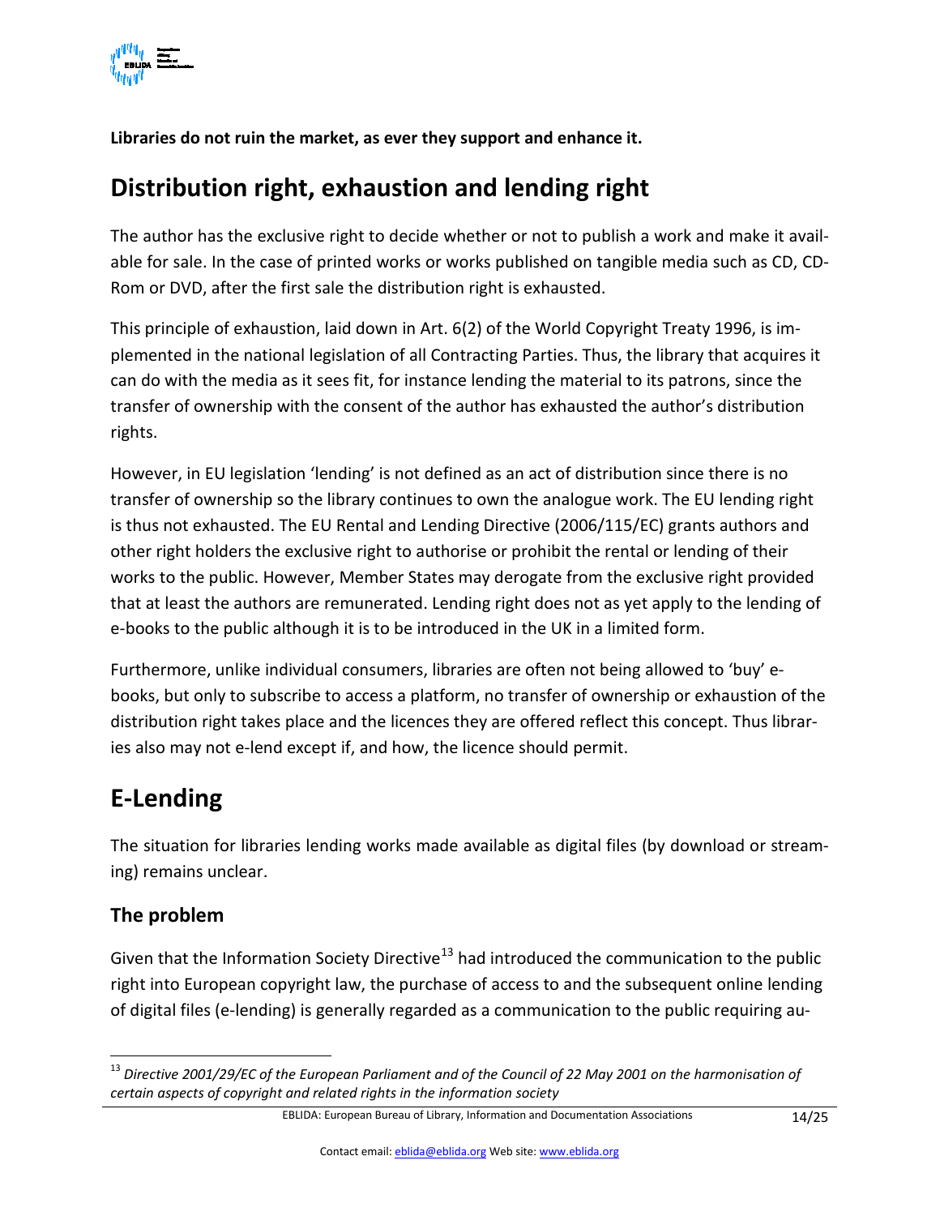**Libraries do not ruin the market, as ever they support and enhance it.**

## Distribution right, exhaustion and lending right

The author has the exclusive right to decide whether or not to publish a work and make it available for sale. In the case of printed works or works published on tangible media such as CD, CD-Rom or DVD, after the first sale the distribution right is exhausted.

This principle of exhaustion, laid down in Art. 6(2) of the World Copyright Treaty 1996, is implemented in the national legislation of all Contracting Parties. Thus, the library that acquires it can do with the media as it sees fit, for instance lending the material to its patrons, since the transfer of ownership with the consent of the author has exhausted the author's distribution rights.

However, in EU legislation 'lending' is not defined as an act of distribution since there is no transfer of ownership so the library continues to own the analogue work. The EU lending right is thus not exhausted. The EU Rental and Lending Directive (2006/115/EC) grants authors and other right holders the exclusive right to authorise or prohibit the rental or lending of their works to the public. However, Member States may derogate from the exclusive right provided that at least the authors are remunerated. Lending right does not as yet apply to the lending of e-books to the public although it is to be introduced in the UK in a limited form.

Furthermore, unlike individual consumers, libraries are often not being allowed to 'buy' e-books, but only to subscribe to access a platform, no transfer of ownership or exhaustion of the distribution right takes place and the licences they are offered reflect this concept. Thus libraries also may not e-lend except if, and how, the licence should permit.

## E-Lending

The situation for libraries lending works made available as digital files (by download or streaming) remains unclear.

### The problem

Given that the Information Society Directive[13] had introduced the communication to the public right into European copyright law, the purchase of access to and the subsequent online lending of digital files (e-lending) is generally regarded as a communication to the public requiring au-

[13] *Directive 2001/29/EC of the European Parliament and of the Council of 22 May 2001 on the harmonisation of certain aspects of copyright and related rights in the information society*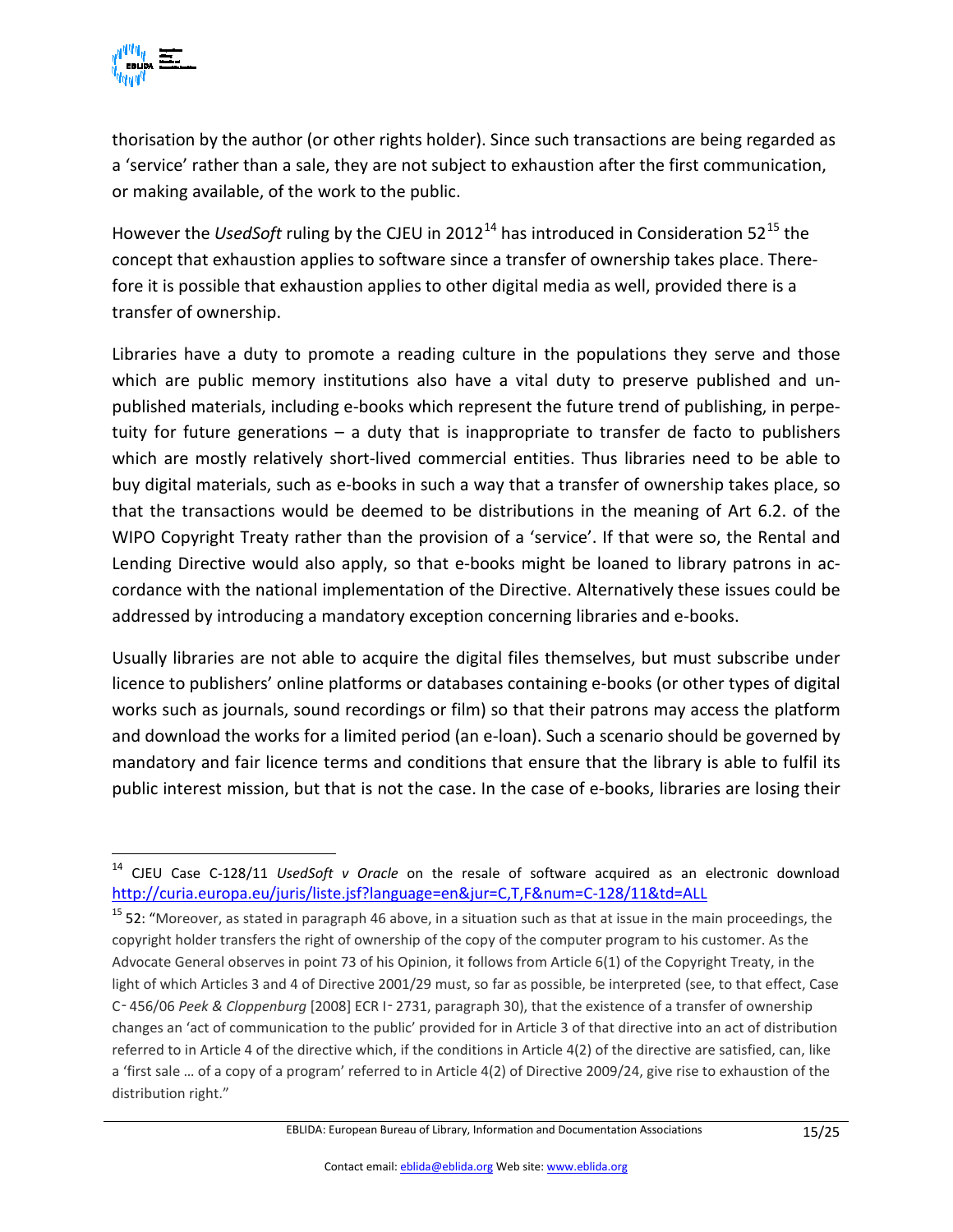thorisation by the author (or other rights holder). Since such transactions are being regarded as a 'service' rather than a sale, they are not subject to exhaustion after the first communication, or making available, of the work to the public.

However the *UsedSoft* ruling by the CJEU in 2012[14] has introduced in Consideration 52[15] the concept that exhaustion applies to software since a transfer of ownership takes place. Therefore it is possible that exhaustion applies to other digital media as well, provided there is a transfer of ownership.

Libraries have a duty to promote a reading culture in the populations they serve and those which are public memory institutions also have a vital duty to preserve published and unpublished materials, including e-books which represent the future trend of publishing, in perpetuity for future generations – a duty that is inappropriate to transfer de facto to publishers which are mostly relatively short-lived commercial entities. Thus libraries need to be able to buy digital materials, such as e-books in such a way that a transfer of ownership takes place, so that the transactions would be deemed to be distributions in the meaning of Art 6.2. of the WIPO Copyright Treaty rather than the provision of a 'service'. If that were so, the Rental and Lending Directive would also apply, so that e-books might be loaned to library patrons in accordance with the national implementation of the Directive. Alternatively these issues could be addressed by introducing a mandatory exception concerning libraries and e-books.

Usually libraries are not able to acquire the digital files themselves, but must subscribe under licence to publishers' online platforms or databases containing e-books (or other types of digital works such as journals, sound recordings or film) so that their patrons may access the platform and download the works for a limited period (an e-loan). Such a scenario should be governed by mandatory and fair licence terms and conditions that ensure that the library is able to fulfil its public interest mission, but that is not the case. In the case of e-books, libraries are losing their

---

[14] CJEU Case C-128/11 *UsedSoft v Oracle* on the resale of software acquired as an electronic download http://curia.europa.eu/juris/liste.jsf?language=en&jur=C,T,F&num=C-128/11&td=ALL

[15] 52: "Moreover, as stated in paragraph 46 above, in a situation such as that at issue in the main proceedings, the copyright holder transfers the right of ownership of the copy of the computer program to his customer. As the Advocate General observes in point 73 of his Opinion, it follows from Article 6(1) of the Copyright Treaty, in the light of which Articles 3 and 4 of Directive 2001/29 must, so far as possible, be interpreted (see, to that effect, Case C‑456/06 *Peek & Cloppenburg* [2008] ECR I‑2731, paragraph 30), that the existence of a transfer of ownership changes an 'act of communication to the public' provided for in Article 3 of that directive into an act of distribution referred to in Article 4 of the directive which, if the conditions in Article 4(2) of the directive are satisfied, can, like a 'first sale … of a copy of a program' referred to in Article 4(2) of Directive 2009/24, give rise to exhaustion of the distribution right."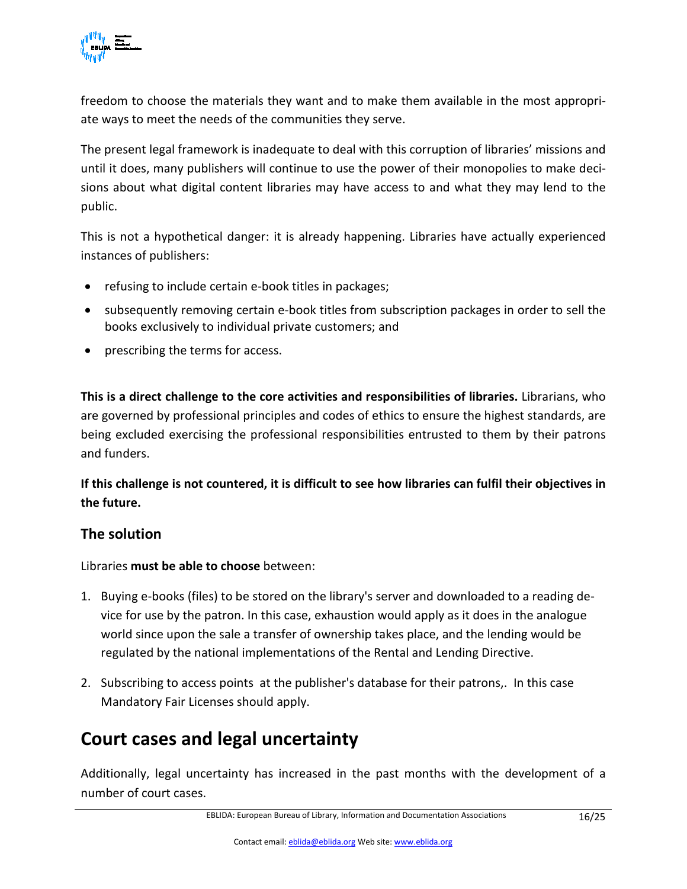freedom to choose the materials they want and to make them available in the most appropriate ways to meet the needs of the communities they serve.

The present legal framework is inadequate to deal with this corruption of libraries' missions and until it does, many publishers will continue to use the power of their monopolies to make decisions about what digital content libraries may have access to and what they may lend to the public.

This is not a hypothetical danger: it is already happening. Libraries have actually experienced instances of publishers:

- refusing to include certain e-book titles in packages;
- subsequently removing certain e-book titles from subscription packages in order to sell the books exclusively to individual private customers; and
- prescribing the terms for access.

**This is a direct challenge to the core activities and responsibilities of libraries.** Librarians, who are governed by professional principles and codes of ethics to ensure the highest standards, are being excluded exercising the professional responsibilities entrusted to them by their patrons and funders.

**If this challenge is not countered, it is difficult to see how libraries can fulfil their objectives in the future.**

### The solution

Libraries **must be able to choose** between:

1. Buying e-books (files) to be stored on the library's server and downloaded to a reading device for use by the patron. In this case, exhaustion would apply as it does in the analogue world since upon the sale a transfer of ownership takes place, and the lending would be regulated by the national implementations of the Rental and Lending Directive.
2. Subscribing to access points at the publisher's database for their patrons,. In this case Mandatory Fair Licenses should apply.

## Court cases and legal uncertainty

Additionally, legal uncertainty has increased in the past months with the development of a number of court cases.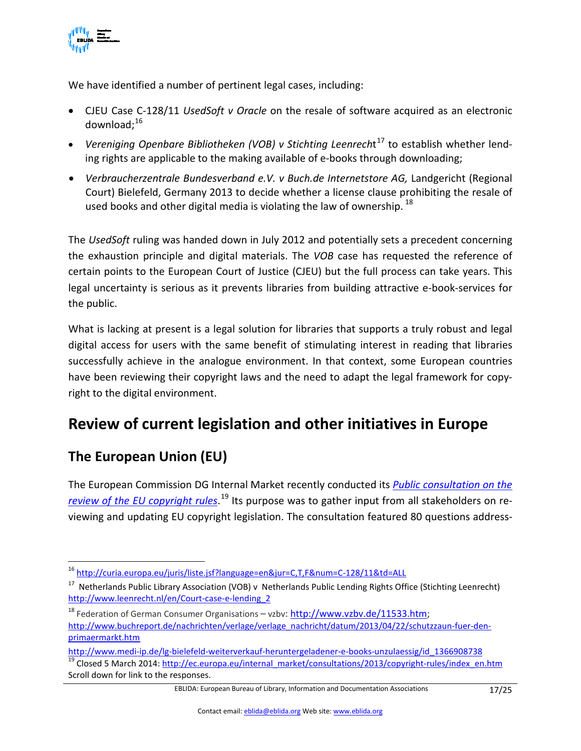We have identified a number of pertinent legal cases, including:

- CJEU Case C-128/11 *UsedSoft v Oracle* on the resale of software acquired as an electronic download;[16]
- *Vereniging Openbare Bibliotheken (VOB) v Stichting Leenrecht*[17] to establish whether lending rights are applicable to the making available of e-books through downloading;
- *Verbraucherzentrale Bundesverband e.V. v Buch.de Internetstore AG,* Landgericht (Regional Court) Bielefeld, Germany 2013 to decide whether a license clause prohibiting the resale of used books and other digital media is violating the law of ownership. [18]

The *UsedSoft* ruling was handed down in July 2012 and potentially sets a precedent concerning the exhaustion principle and digital materials. The *VOB* case has requested the reference of certain points to the European Court of Justice (CJEU) but the full process can take years. This legal uncertainty is serious as it prevents libraries from building attractive e-book-services for the public.

What is lacking at present is a legal solution for libraries that supports a truly robust and legal digital access for users with the same benefit of stimulating interest in reading that libraries successfully achieve in the analogue environment. In that context, some European countries have been reviewing their copyright laws and the need to adapt the legal framework for copyright to the digital environment.

# Review of current legislation and other initiatives in Europe

## The European Union (EU)

The European Commission DG Internal Market recently conducted its [*Public consultation on the review of the EU copyright rules*](http://ec.europa.eu/internal_market/consultations/2013/copyright-rules/index_en.htm).[19] Its purpose was to gather input from all stakeholders on reviewing and updating EU copyright legislation. The consultation featured 80 questions address-

---

[16] http://curia.europa.eu/juris/liste.jsf?language=en&jur=C,T,F&num=C-128/11&td=ALL

[17] Netherlands Public Library Association (VOB) v Netherlands Public Lending Rights Office (Stichting Leenrecht) http://www.leenrecht.nl/en/Court-case-e-lending_2

[18] Federation of German Consumer Organisations – vzbv: http://www.vzbv.de/11533.htm; http://www.buchreport.de/nachrichten/verlage/verlage_nachricht/datum/2013/04/22/schutzzaun-fuer-den-primaermarkt.htm http://www.medi-ip.de/lg-bielefeld-weiterverkauf-heruntergeladener-e-books-unzulaessig/id_1366908738

[19] Closed 5 March 2014: http://ec.europa.eu/internal_market/consultations/2013/copyright-rules/index_en.htm Scroll down for link to the responses.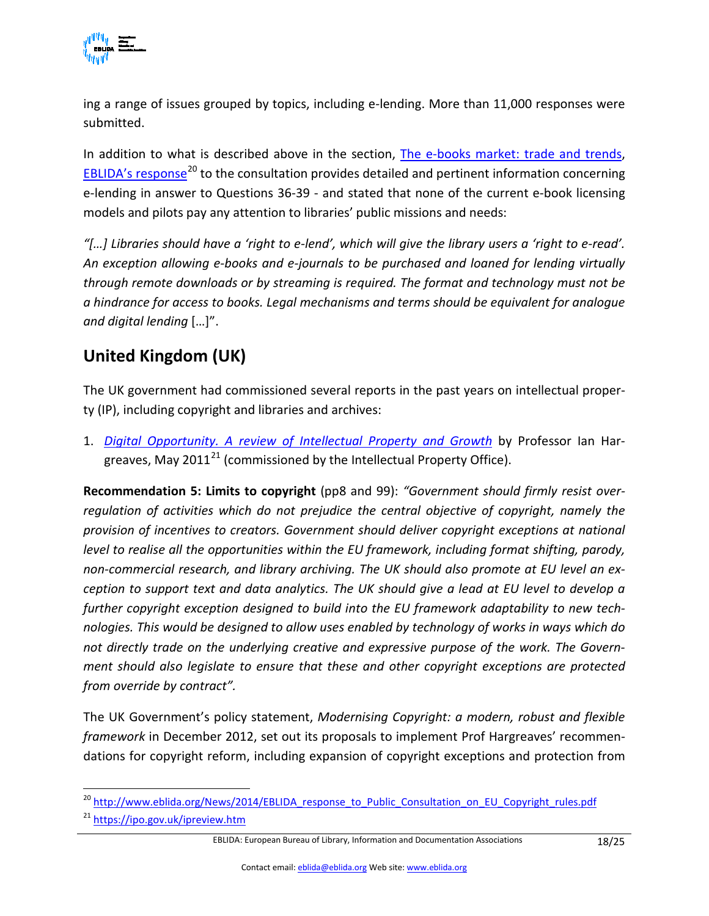ing a range of issues grouped by topics, including e-lending. More than 11,000 responses were submitted.

In addition to what is described above in the section, The e-books market: trade and trends, EBLIDA's response[20] to the consultation provides detailed and pertinent information concerning e-lending in answer to Questions 36-39 - and stated that none of the current e-book licensing models and pilots pay any attention to libraries' public missions and needs:

*"[…] Libraries should have a 'right to e-lend', which will give the library users a 'right to e-read'. An exception allowing e-books and e-journals to be purchased and loaned for lending virtually through remote downloads or by streaming is required. The format and technology must not be a hindrance for access to books. Legal mechanisms and terms should be equivalent for analogue and digital lending* […]".

## United Kingdom (UK)

The UK government had commissioned several reports in the past years on intellectual property (IP), including copyright and libraries and archives:

1. *Digital Opportunity. A review of Intellectual Property and Growth* by Professor Ian Hargreaves, May 2011[21] (commissioned by the Intellectual Property Office).

**Recommendation 5: Limits to copyright** (pp8 and 99): *"Government should firmly resist overregulation of activities which do not prejudice the central objective of copyright, namely the provision of incentives to creators. Government should deliver copyright exceptions at national level to realise all the opportunities within the EU framework, including format shifting, parody, non-commercial research, and library archiving. The UK should also promote at EU level an exception to support text and data analytics. The UK should give a lead at EU level to develop a further copyright exception designed to build into the EU framework adaptability to new technologies. This would be designed to allow uses enabled by technology of works in ways which do not directly trade on the underlying creative and expressive purpose of the work. The Government should also legislate to ensure that these and other copyright exceptions are protected from override by contract".*

The UK Government's policy statement, *Modernising Copyright: a modern, robust and flexible framework* in December 2012, set out its proposals to implement Prof Hargreaves' recommendations for copyright reform, including expansion of copyright exceptions and protection from

[20] http://www.eblida.org/News/2014/EBLIDA_response_to_Public_Consultation_on_EU_Copyright_rules.pdf

[21] https://ipo.gov.uk/ipreview.htm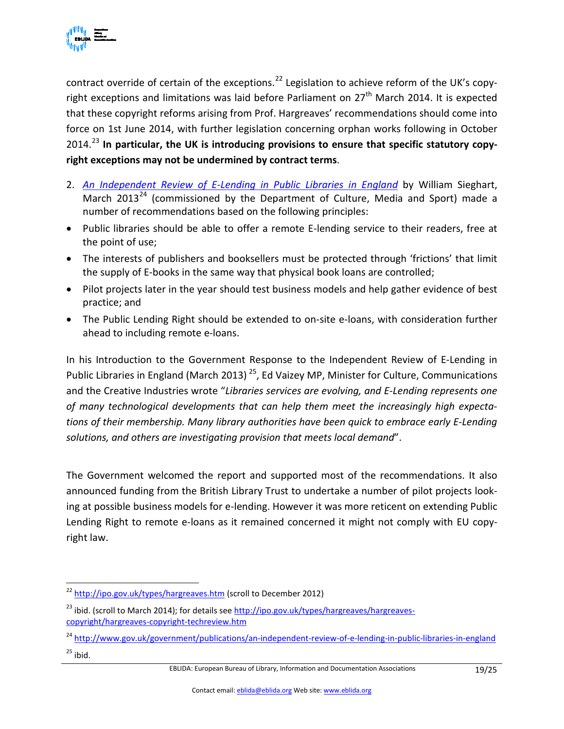contract override of certain of the exceptions.[22] Legislation to achieve reform of the UK's copyright exceptions and limitations was laid before Parliament on 27th March 2014. It is expected that these copyright reforms arising from Prof. Hargreaves' recommendations should come into force on 1st June 2014, with further legislation concerning orphan works following in October 2014.[23] **In particular, the UK is introducing provisions to ensure that specific statutory copyright exceptions may not be undermined by contract terms**.

2. *An Independent Review of E-Lending in Public Libraries in England* by William Sieghart, March 2013[24] (commissioned by the Department of Culture, Media and Sport) made a number of recommendations based on the following principles:

- Public libraries should be able to offer a remote E-lending service to their readers, free at the point of use;
- The interests of publishers and booksellers must be protected through 'frictions' that limit the supply of E-books in the same way that physical book loans are controlled;
- Pilot projects later in the year should test business models and help gather evidence of best practice; and
- The Public Lending Right should be extended to on-site e-loans, with consideration further ahead to including remote e-loans.

In his Introduction to the Government Response to the Independent Review of E-Lending in Public Libraries in England (March 2013) [25], Ed Vaizey MP, Minister for Culture, Communications and the Creative Industries wrote "*Libraries services are evolving, and E-Lending represents one of many technological developments that can help them meet the increasingly high expectations of their membership. Many library authorities have been quick to embrace early E-Lending solutions, and others are investigating provision that meets local demand*".

The Government welcomed the report and supported most of the recommendations. It also announced funding from the British Library Trust to undertake a number of pilot projects looking at possible business models for e-lending. However it was more reticent on extending Public Lending Right to remote e-loans as it remained concerned it might not comply with EU copyright law.

---

[22] http://ipo.gov.uk/types/hargreaves.htm (scroll to December 2012)

[23] ibid. (scroll to March 2014); for details see http://ipo.gov.uk/types/hargreaves/hargreaves-copyright/hargreaves-copyright-techreview.htm

[24] http://www.gov.uk/government/publications/an-independent-review-of-e-lending-in-public-libraries-in-england

[25] ibid.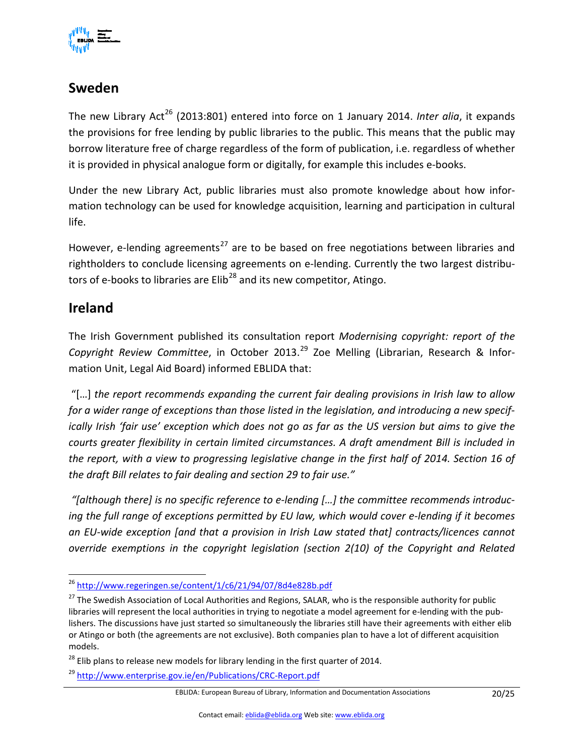## Sweden

The new Library Act[26] (2013:801) entered into force on 1 January 2014. *Inter alia*, it expands the provisions for free lending by public libraries to the public. This means that the public may borrow literature free of charge regardless of the form of publication, i.e. regardless of whether it is provided in physical analogue form or digitally, for example this includes e-books.

Under the new Library Act, public libraries must also promote knowledge about how information technology can be used for knowledge acquisition, learning and participation in cultural life.

However, e-lending agreements[27] are to be based on free negotiations between libraries and rightholders to conclude licensing agreements on e-lending. Currently the two largest distributors of e-books to libraries are Elib[28] and its new competitor, Atingo.

## Ireland

The Irish Government published its consultation report *Modernising copyright: report of the Copyright Review Committee*, in October 2013.[29] Zoe Melling (Librarian, Research & Information Unit, Legal Aid Board) informed EBLIDA that:

"[…] *the report recommends expanding the current fair dealing provisions in Irish law to allow for a wider range of exceptions than those listed in the legislation, and introducing a new specifically Irish 'fair use' exception which does not go as far as the US version but aims to give the courts greater flexibility in certain limited circumstances. A draft amendment Bill is included in the report, with a view to progressing legislative change in the first half of 2014. Section 16 of the draft Bill relates to fair dealing and section 29 to fair use."*

*"[although there] is no specific reference to e-lending […] the committee recommends introducing the full range of exceptions permitted by EU law, which would cover e-lending if it becomes an EU-wide exception [and that a provision in Irish Law stated that] contracts/licences cannot override exemptions in the copyright legislation (section 2(10) of the Copyright and Related*

---

[26] http://www.regeringen.se/content/1/c6/21/94/07/8d4e828b.pdf

[27] The Swedish Association of Local Authorities and Regions, SALAR, who is the responsible authority for public libraries will represent the local authorities in trying to negotiate a model agreement for e-lending with the publishers. The discussions have just started so simultaneously the libraries still have their agreements with either elib or Atingo or both (the agreements are not exclusive). Both companies plan to have a lot of different acquisition models.

[28] Elib plans to release new models for library lending in the first quarter of 2014.

[29] http://www.enterprise.gov.ie/en/Publications/CRC-Report.pdf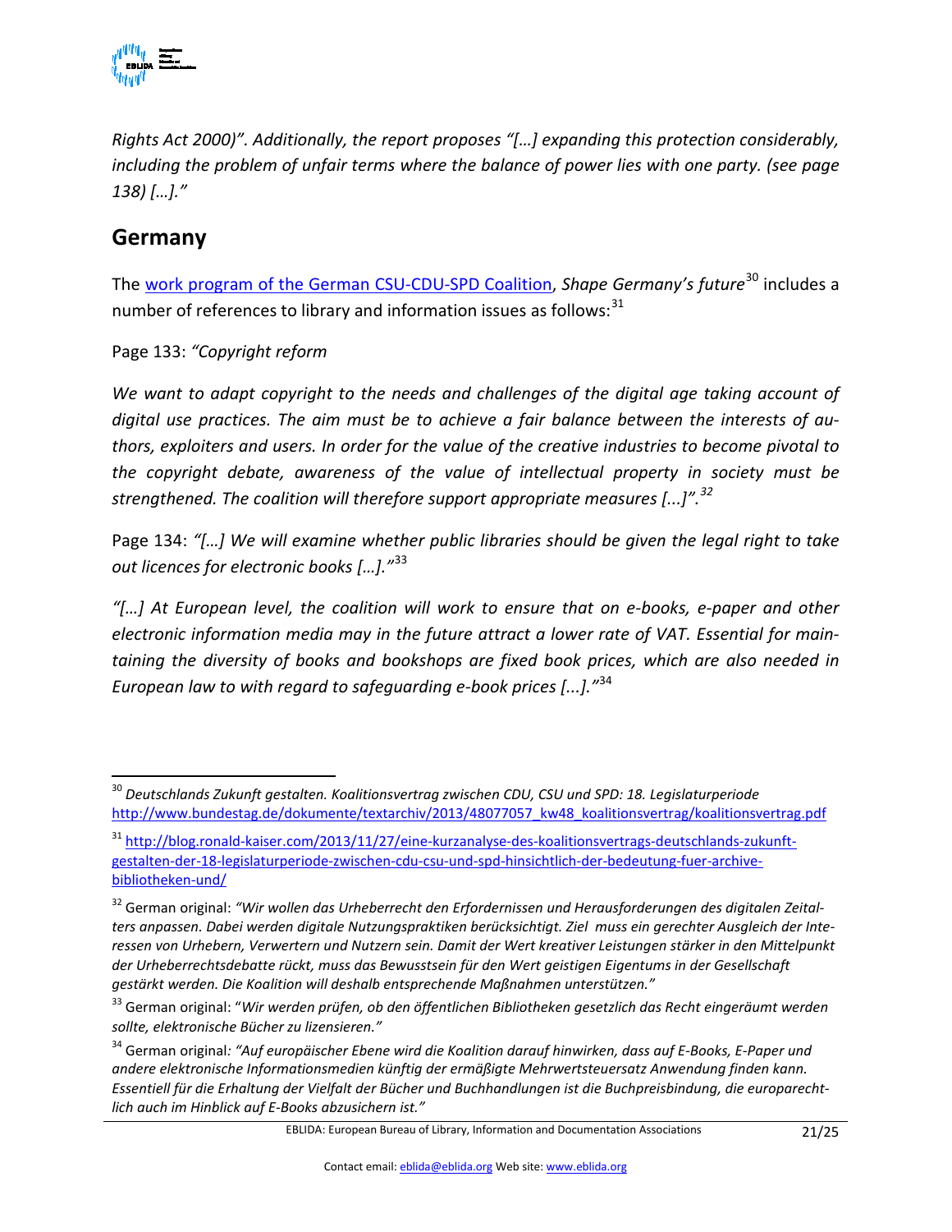*Rights Act 2000)". Additionally, the report proposes "[…] expanding this protection considerably, including the problem of unfair terms where the balance of power lies with one party. (see page 138) […]."*

## Germany

The work program of the German CSU-CDU-SPD Coalition, *Shape Germany's future*[30] includes a number of references to library and information issues as follows:[31]

Page 133: *"Copyright reform*

*We want to adapt copyright to the needs and challenges of the digital age taking account of digital use practices. The aim must be to achieve a fair balance between the interests of authors, exploiters and users. In order for the value of the creative industries to become pivotal to the copyright debate, awareness of the value of intellectual property in society must be strengthened. The coalition will therefore support appropriate measures [...]".*[32]

Page 134: *"[…] We will examine whether public libraries should be given the legal right to take out licences for electronic books […]."*[33]

*"[…] At European level, the coalition will work to ensure that on e-books, e-paper and other electronic information media may in the future attract a lower rate of VAT. Essential for maintaining the diversity of books and bookshops are fixed book prices, which are also needed in European law to with regard to safeguarding e-book prices [...]."*[34]

---

[30] *Deutschlands Zukunft gestalten. Koalitionsvertrag zwischen CDU, CSU und SPD: 18. Legislaturperiode* http://www.bundestag.de/dokumente/textarchiv/2013/48077057_kw48_koalitionsvertrag/koalitionsvertrag.pdf

[31] http://blog.ronald-kaiser.com/2013/11/27/eine-kurzanalyse-des-koalitionsvertrags-deutschlands-zukunft-gestalten-der-18-legislaturperiode-zwischen-cdu-csu-und-spd-hinsichtlich-der-bedeutung-fuer-archive-bibliotheken-und/

[32] German original: *"Wir wollen das Urheberrecht den Erfordernissen und Herausforderungen des digitalen Zeitalters anpassen. Dabei werden digitale Nutzungspraktiken berücksichtigt. Ziel muss ein gerechter Ausgleich der Interessen von Urhebern, Verwertern und Nutzern sein. Damit der Wert kreativer Leistungen stärker in den Mittelpunkt der Urheberrechtsdebatte rückt, muss das Bewusstsein für den Wert geistigen Eigentums in der Gesellschaft gestärkt werden. Die Koalition will deshalb entsprechende Maßnahmen unterstützen."*

[33] German original: "*Wir werden prüfen, ob den öffentlichen Bibliotheken gesetzlich das Recht eingeräumt werden sollte, elektronische Bücher zu lizensieren."*

[34] German original*: "Auf europäischer Ebene wird die Koalition darauf hinwirken, dass auf E-Books, E-Paper und andere elektronische Informationsmedien künftig der ermäßigte Mehrwertsteuersatz Anwendung finden kann. Essentiell für die Erhaltung der Vielfalt der Bücher und Buchhandlungen ist die Buchpreisbindung, die europarechtlich auch im Hinblick auf E-Books abzusichern ist."*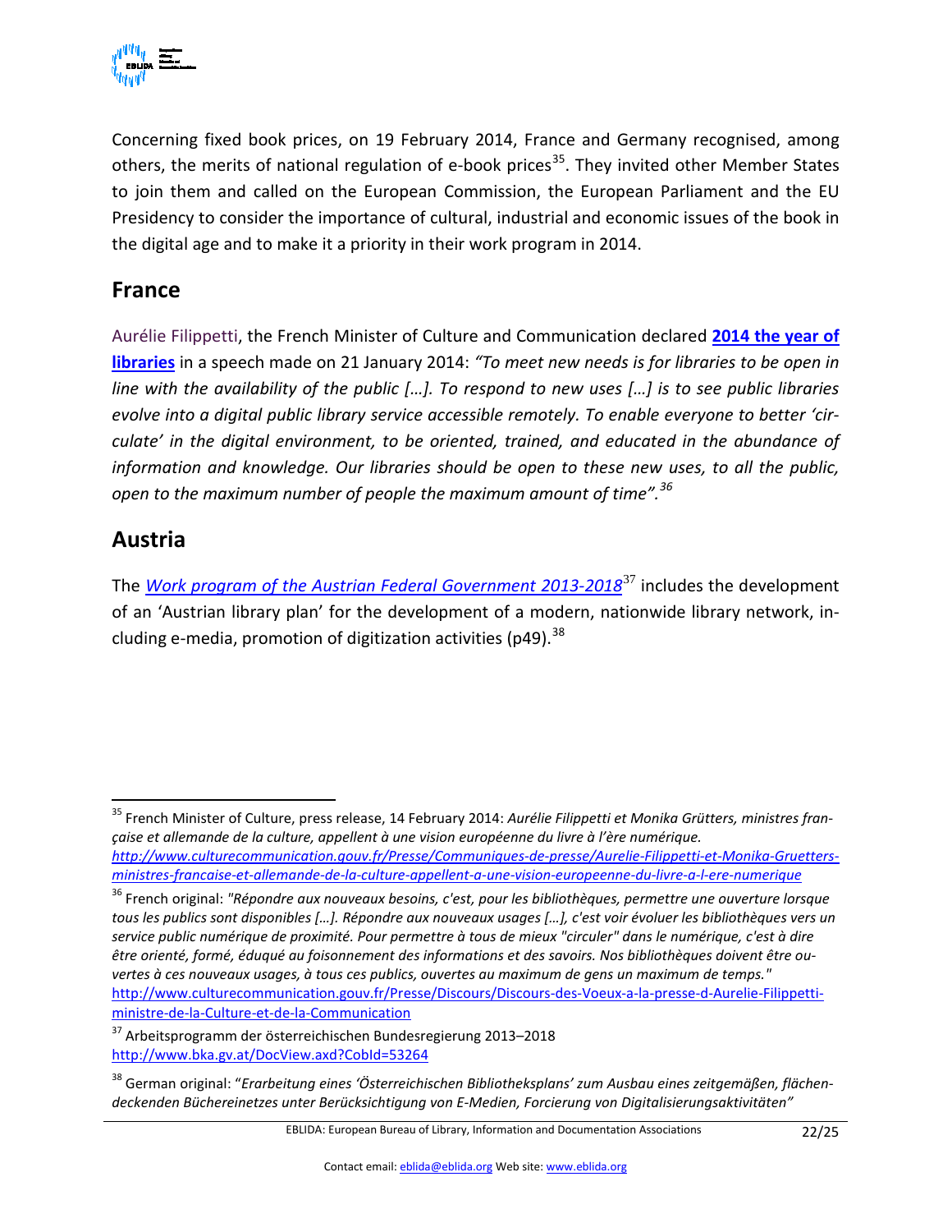Concerning fixed book prices, on 19 February 2014, France and Germany recognised, among others, the merits of national regulation of e-book prices[35]. They invited other Member States to join them and called on the European Commission, the European Parliament and the EU Presidency to consider the importance of cultural, industrial and economic issues of the book in the digital age and to make it a priority in their work program in 2014.

## France

Aurélie Filippetti, the French Minister of Culture and Communication declared **2014 the year of libraries** in a speech made on 21 January 2014: *"To meet new needs is for libraries to be open in line with the availability of the public […]. To respond to new uses […] is to see public libraries evolve into a digital public library service accessible remotely. To enable everyone to better 'circulate' in the digital environment, to be oriented, trained, and educated in the abundance of information and knowledge. Our libraries should be open to these new uses, to all the public, open to the maximum number of people the maximum amount of time".*[36]

## Austria

The *Work program of the Austrian Federal Government 2013-2018*[37] includes the development of an 'Austrian library plan' for the development of a modern, nationwide library network, including e-media, promotion of digitization activities (p49).[38]

---

[35] French Minister of Culture, press release, 14 February 2014: *Aurélie Filippetti et Monika Grütters, ministres française et allemande de la culture, appellent à une vision européenne du livre à l'ère numérique.* *http://www.culturecommunication.gouv.fr/Presse/Communiques-de-presse/Aurelie-Filippetti-et-Monika-Gruetters-ministres-francaise-et-allemande-de-la-culture-appellent-a-une-vision-europeenne-du-livre-a-l-ere-numerique*

[36] French original: *"Répondre aux nouveaux besoins, c'est, pour les bibliothèques, permettre une ouverture lorsque tous les publics sont disponibles […]. Répondre aux nouveaux usages […], c'est voir évoluer les bibliothèques vers un service public numérique de proximité. Pour permettre à tous de mieux "circuler" dans le numérique, c'est à dire être orienté, formé, éduqué au foisonnement des informations et des savoirs. Nos bibliothèques doivent être ouvertes à ces nouveaux usages, à tous ces publics, ouvertes au maximum de gens un maximum de temps."* http://www.culturecommunication.gouv.fr/Presse/Discours/Discours-des-Voeux-a-la-presse-d-Aurelie-Filippetti-ministre-de-la-Culture-et-de-la-Communication

[37] Arbeitsprogramm der österreichischen Bundesregierung 2013–2018 http://www.bka.gv.at/DocView.axd?CobId=53264

[38] German original: "*Erarbeitung eines 'Österreichischen Bibliotheksplans' zum Ausbau eines zeitgemäßen, flächendeckenden Büchereinetzes unter Berücksichtigung von E-Medien, Forcierung von Digitalisierungsaktivitäten"*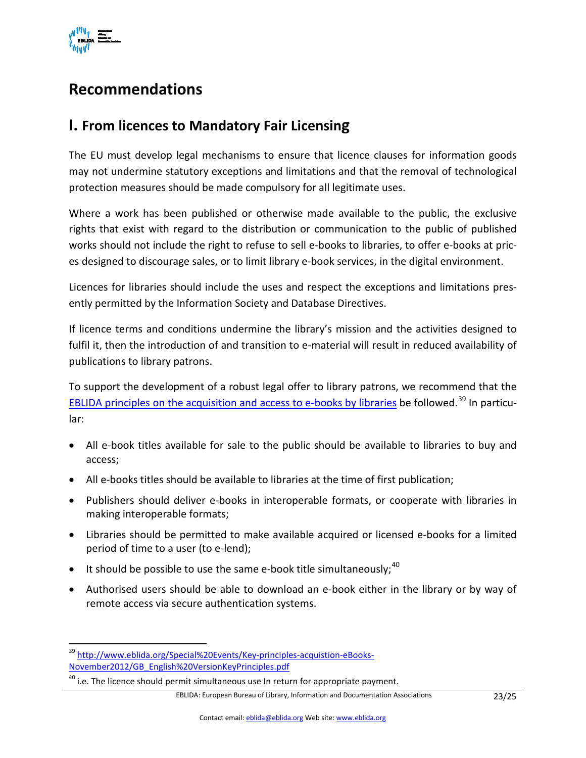# Recommendations

## I. From licences to Mandatory Fair Licensing

The EU must develop legal mechanisms to ensure that licence clauses for information goods may not undermine statutory exceptions and limitations and that the removal of technological protection measures should be made compulsory for all legitimate uses.

Where a work has been published or otherwise made available to the public, the exclusive rights that exist with regard to the distribution or communication to the public of published works should not include the right to refuse to sell e-books to libraries, to offer e-books at prices designed to discourage sales, or to limit library e-book services, in the digital environment.

Licences for libraries should include the uses and respect the exceptions and limitations presently permitted by the Information Society and Database Directives.

If licence terms and conditions undermine the library's mission and the activities designed to fulfil it, then the introduction of and transition to e-material will result in reduced availability of publications to library patrons.

To support the development of a robust legal offer to library patrons, we recommend that the [EBLIDA principles on the acquisition and access to e-books by libraries](http://www.eblida.org/Special%20Events/Key-principles-acquistion-eBooks-November2012/GB_English%20VersionKeyPrinciples.pdf) be followed.[39] In particular:

- All e-book titles available for sale to the public should be available to libraries to buy and access;
- All e-books titles should be available to libraries at the time of first publication;
- Publishers should deliver e-books in interoperable formats, or cooperate with libraries in making interoperable formats;
- Libraries should be permitted to make available acquired or licensed e-books for a limited period of time to a user (to e-lend);
- It should be possible to use the same e-book title simultaneously;[40]
- Authorised users should be able to download an e-book either in the library or by way of remote access via secure authentication systems.

---

[39] http://www.eblida.org/Special%20Events/Key-principles-acquistion-eBooks-November2012/GB_English%20VersionKeyPrinciples.pdf

[40] i.e. The licence should permit simultaneous use In return for appropriate payment.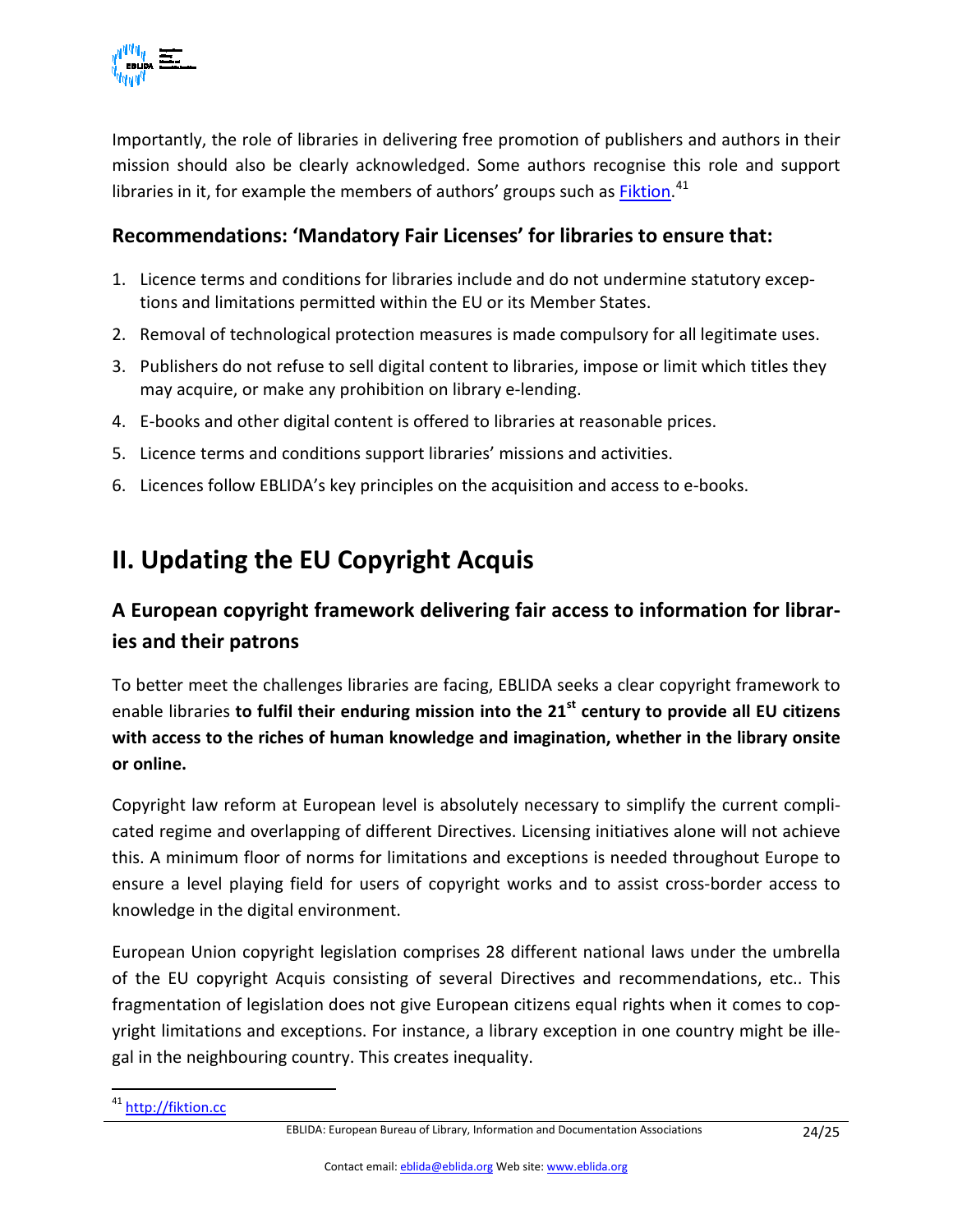Importantly, the role of libraries in delivering free promotion of publishers and authors in their mission should also be clearly acknowledged. Some authors recognise this role and support libraries in it, for example the members of authors' groups such as Fiktion.[41]

### Recommendations: 'Mandatory Fair Licenses' for libraries to ensure that:

1. Licence terms and conditions for libraries include and do not undermine statutory exceptions and limitations permitted within the EU or its Member States.
2. Removal of technological protection measures is made compulsory for all legitimate uses.
3. Publishers do not refuse to sell digital content to libraries, impose or limit which titles they may acquire, or make any prohibition on library e-lending.
4. E-books and other digital content is offered to libraries at reasonable prices.
5. Licence terms and conditions support libraries' missions and activities.
6. Licences follow EBLIDA's key principles on the acquisition and access to e-books.

# II. Updating the EU Copyright Acquis

## A European copyright framework delivering fair access to information for libraries and their patrons

To better meet the challenges libraries are facing, EBLIDA seeks a clear copyright framework to enable libraries **to fulfil their enduring mission into the 21st century to provide all EU citizens with access to the riches of human knowledge and imagination, whether in the library onsite or online.**

Copyright law reform at European level is absolutely necessary to simplify the current complicated regime and overlapping of different Directives. Licensing initiatives alone will not achieve this. A minimum floor of norms for limitations and exceptions is needed throughout Europe to ensure a level playing field for users of copyright works and to assist cross-border access to knowledge in the digital environment.

European Union copyright legislation comprises 28 different national laws under the umbrella of the EU copyright Acquis consisting of several Directives and recommendations, etc.. This fragmentation of legislation does not give European citizens equal rights when it comes to copyright limitations and exceptions. For instance, a library exception in one country might be illegal in the neighbouring country. This creates inequality.

---

[41] http://fiktion.cc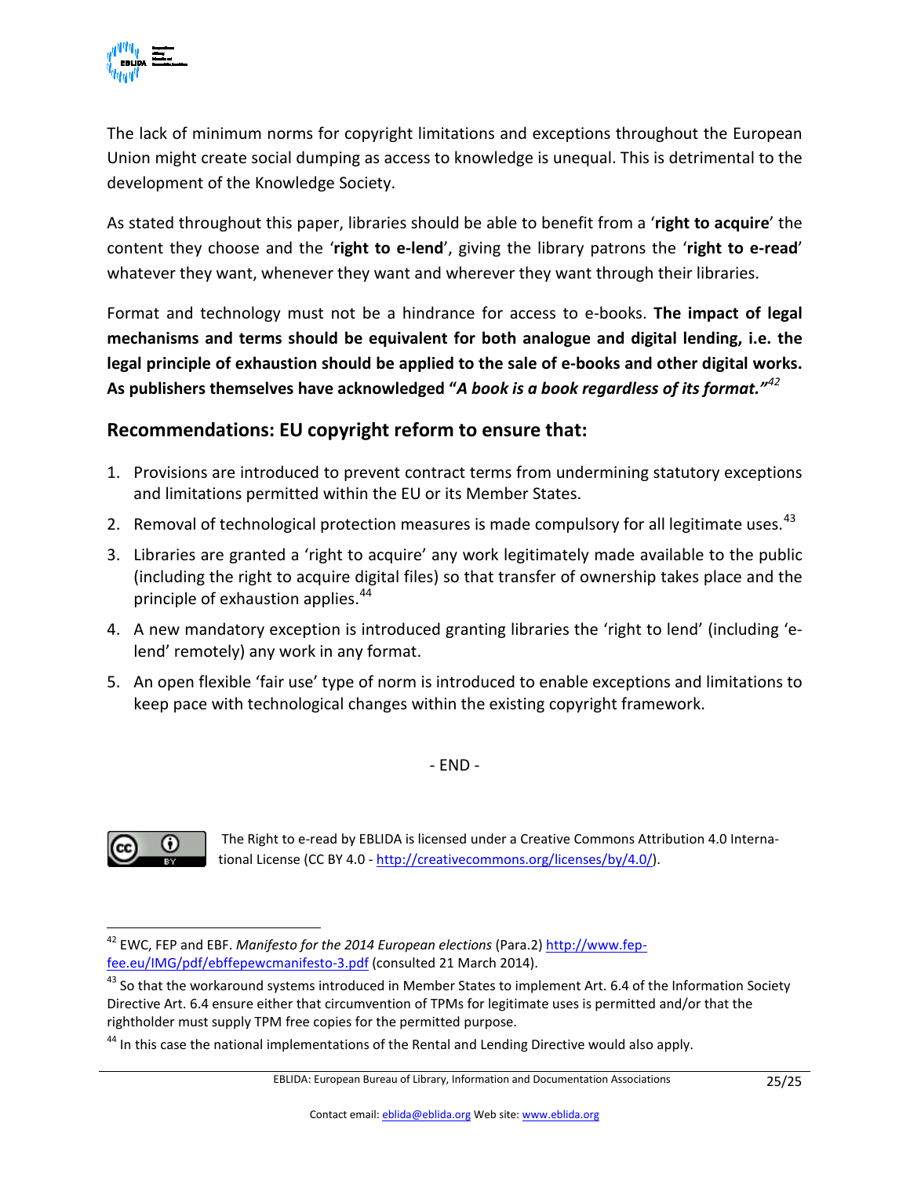The lack of minimum norms for copyright limitations and exceptions throughout the European Union might create social dumping as access to knowledge is unequal. This is detrimental to the development of the Knowledge Society.

As stated throughout this paper, libraries should be able to benefit from a '**right to acquire**' the content they choose and the '**right to e-lend**', giving the library patrons the '**right to e-read**' whatever they want, whenever they want and wherever they want through their libraries.

Format and technology must not be a hindrance for access to e-books. **The impact of legal mechanisms and terms should be equivalent for both analogue and digital lending, i.e. the legal principle of exhaustion should be applied to the sale of e-books and other digital works. As publishers themselves have acknowledged "*A book is a book regardless of its format.*"**[42]

## Recommendations: EU copyright reform to ensure that:

1. Provisions are introduced to prevent contract terms from undermining statutory exceptions and limitations permitted within the EU or its Member States.
2. Removal of technological protection measures is made compulsory for all legitimate uses.[43]
3. Libraries are granted a 'right to acquire' any work legitimately made available to the public (including the right to acquire digital files) so that transfer of ownership takes place and the principle of exhaustion applies.[44]
4. A new mandatory exception is introduced granting libraries the 'right to lend' (including 'e-lend' remotely) any work in any format.
5. An open flexible 'fair use' type of norm is introduced to enable exceptions and limitations to keep pace with technological changes within the existing copyright framework.

- END -

The Right to e-read by EBLIDA is licensed under a Creative Commons Attribution 4.0 International License (CC BY 4.0 - http://creativecommons.org/licenses/by/4.0/).

---

[42] EWC, FEP and EBF. *Manifesto for the 2014 European elections* (Para.2) http://www.fep-fee.eu/IMG/pdf/ebffepewcmanifesto-3.pdf (consulted 21 March 2014).

[43] So that the workaround systems introduced in Member States to implement Art. 6.4 of the Information Society Directive Art. 6.4 ensure either that circumvention of TPMs for legitimate uses is permitted and/or that the rightholder must supply TPM free copies for the permitted purpose.

[44] In this case the national implementations of the Rental and Lending Directive would also apply.